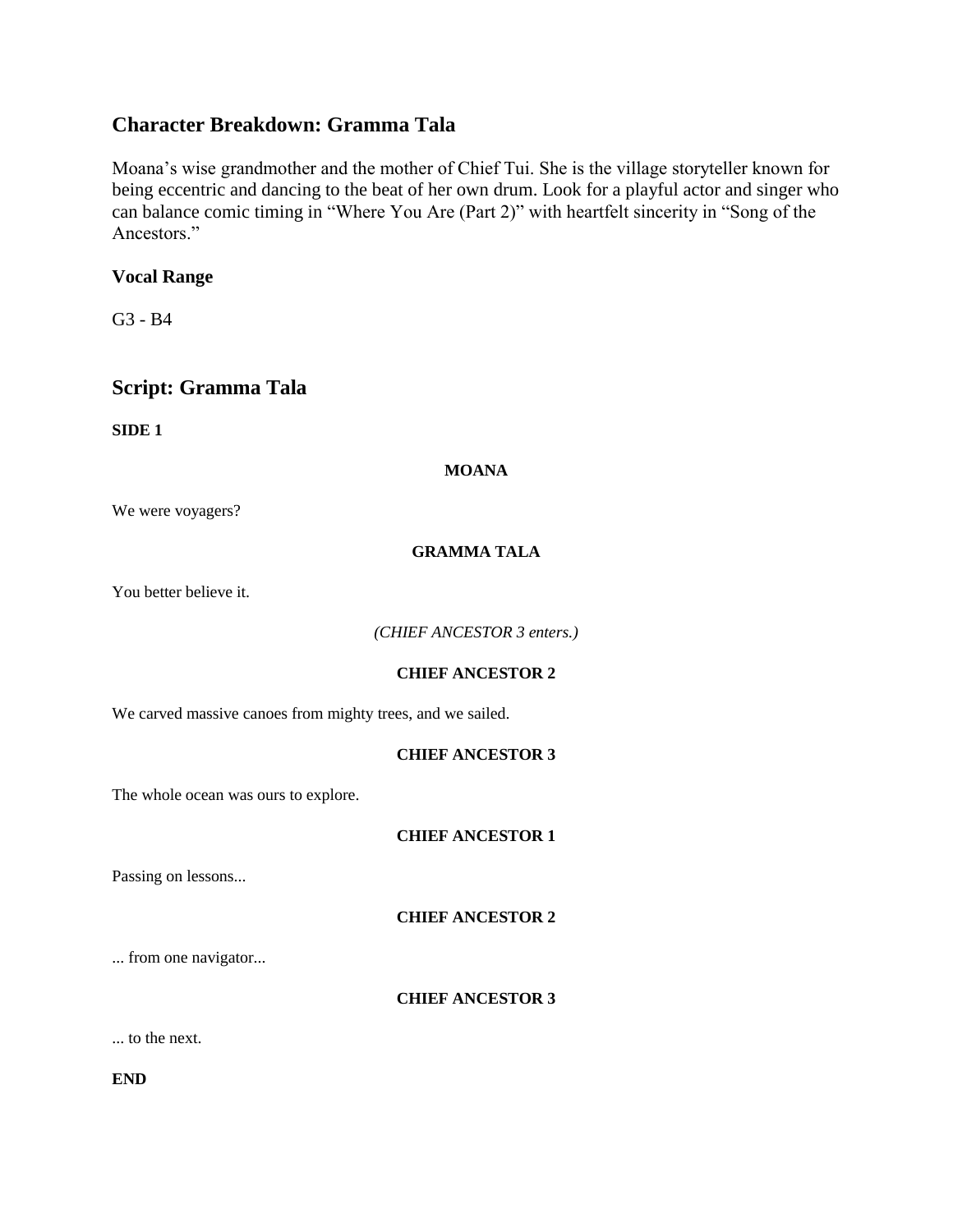## Character Breakdown: Gramma Tala

Moana's wise grandmother and the mother of Chief Tui. She is the village storyteller known for being eccentric and dancing to the beat of her own drum. Look for a playful actor and singer who can balance comic timing in "Where You Are (Part 2)" with heartfelt sincerity in "Song of the Ancestors."

### Vocal Range

G3 - B4

## Script: Gramma Tala

**SIDE 1**

**MOANA**

We were voyagers?

**GRAMMA TALA**

You better believe it.

*(CHIEF ANCESTOR 3 enters.)*

**CHIEF ANCESTOR 2**

We carved massive canoes from mighty trees, and we sailed.

**CHIEF ANCESTOR 3**

The whole ocean was ours to explore.

**CHIEF ANCESTOR 1**

Passing on lessons...

**CHIEF ANCESTOR 2**

... from one navigator...

**CHIEF ANCESTOR 3**

... to the next.

**END**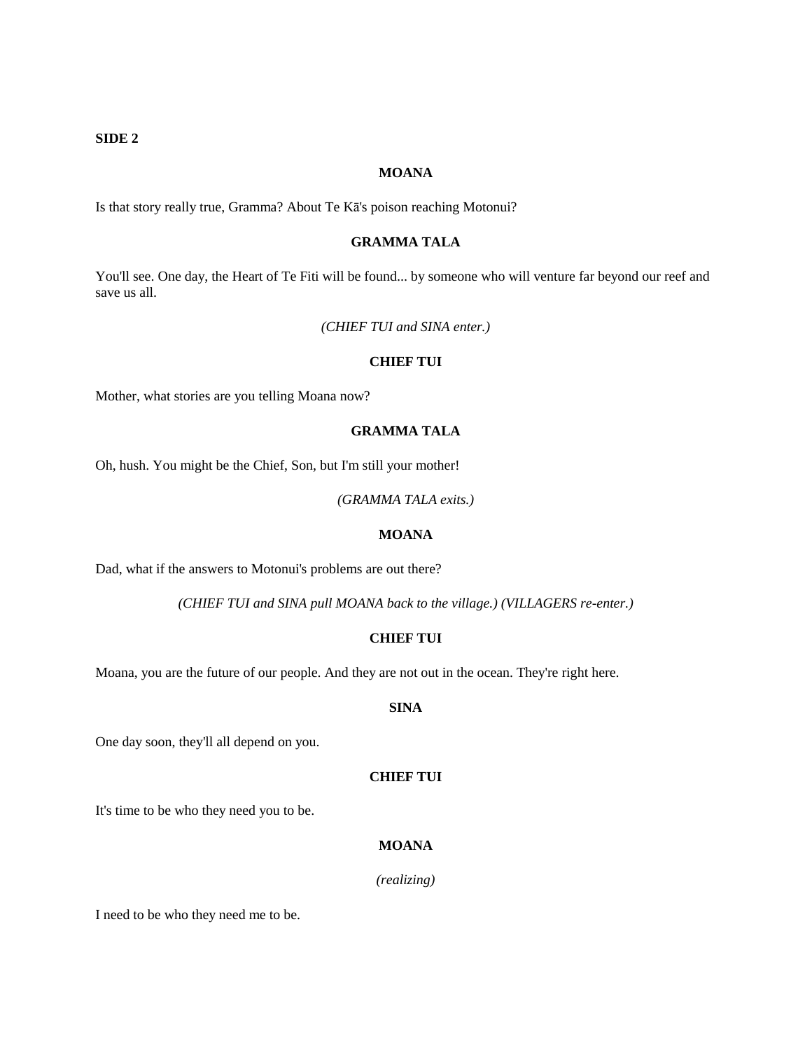**SIDE 2**

**MOANA**

Is that story really true, Gramma? About Te Kā's poison reaching Motonui?

**GRAMMA TALA**

You'll see. One day, the Heart of Te Fiti will be found... by someone who will venture far beyond our reef and save us all.

*(CHIEF TUI and SINA enter.)*

**CHIEF TUI**

Mother, what stories are you telling Moana now?

**GRAMMA TALA**

Oh, hush. You might be the Chief, Son, but I'm still your mother!

*(GRAMMA TALA exits.)*

**MOANA**

Dad, what if the answers to Motonui's problems are out there?

*(CHIEF TUI and SINA pull MOANA back to the village.) (VILLAGERS re-enter.)*

**CHIEF TUI**

Moana, you are the future of our people. And they are not out in the ocean. They're right here.

**SINA**

One day soon, they'll all depend on you.

**CHIEF TUI**

It's time to be who they need you to be.

**MOANA**

*(realizing)*

I need to be who they need me to be.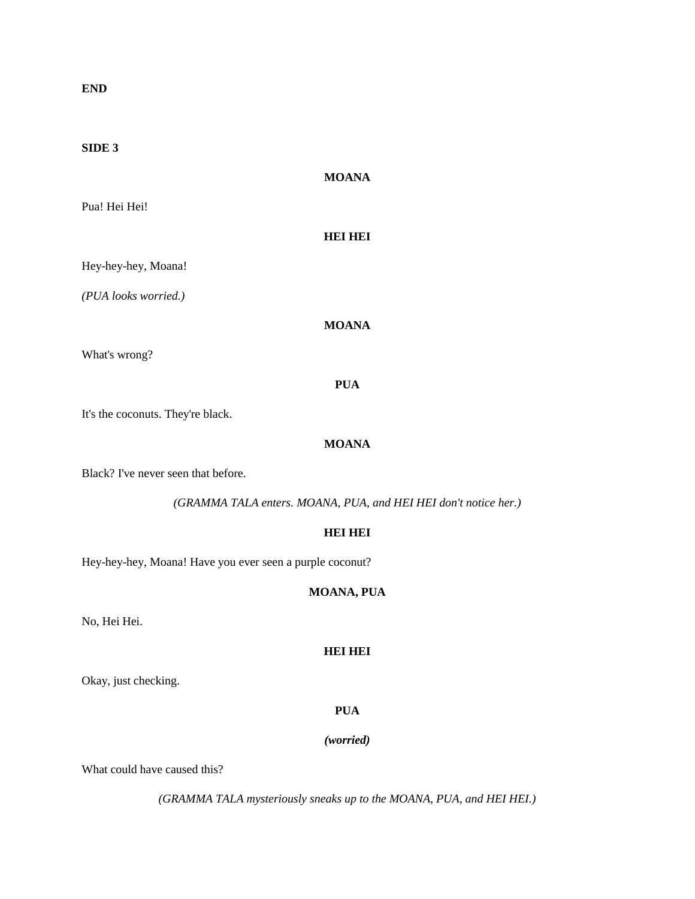**END**

**SIDE 3**

**MOANA**

Pua! Hei Hei!

**HEI HEI**

Hey-hey-hey, Moana!

*(PUA looks worried.)*

**MOANA**

What's wrong?

**PUA**

It's the coconuts. They're black.

**MOANA**

Black? I've never seen that before.

*(GRAMMA TALA enters. MOANA, PUA, and HEI HEI don't notice her.)*

**HEI HEI**

Hey-hey-hey, Moana! Have you ever seen a purple coconut?

**MOANA, PUA**

No, Hei Hei.

**HEI HEI**

Okay, just checking.

**PUA**

***(worried)***

What could have caused this?

*(GRAMMA TALA mysteriously sneaks up to the MOANA, PUA, and HEI HEI.)*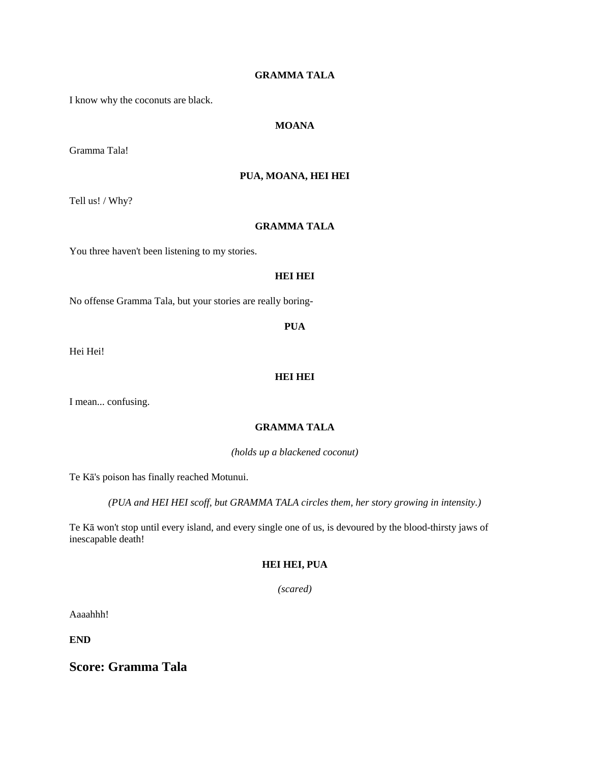**GRAMMA TALA**

I know why the coconuts are black.

**MOANA**

Gramma Tala!

**PUA, MOANA, HEI HEI**

Tell us! / Why?

**GRAMMA TALA**

You three haven't been listening to my stories.

**HEI HEI**

No offense Gramma Tala, but your stories are really boring-

**PUA**

Hei Hei!

**HEI HEI**

I mean... confusing.

**GRAMMA TALA**

*(holds up a blackened coconut)*

Te Kā's poison has finally reached Motunui.

*(PUA and HEI HEI scoff, but GRAMMA TALA circles them, her story growing in intensity.)*

Te Kā won't stop until every island, and every single one of us, is devoured by the blood-thirsty jaws of inescapable death!

**HEI HEI, PUA**

*(scared)*

Aaaahhh!

**END**

## Score: Gramma Tala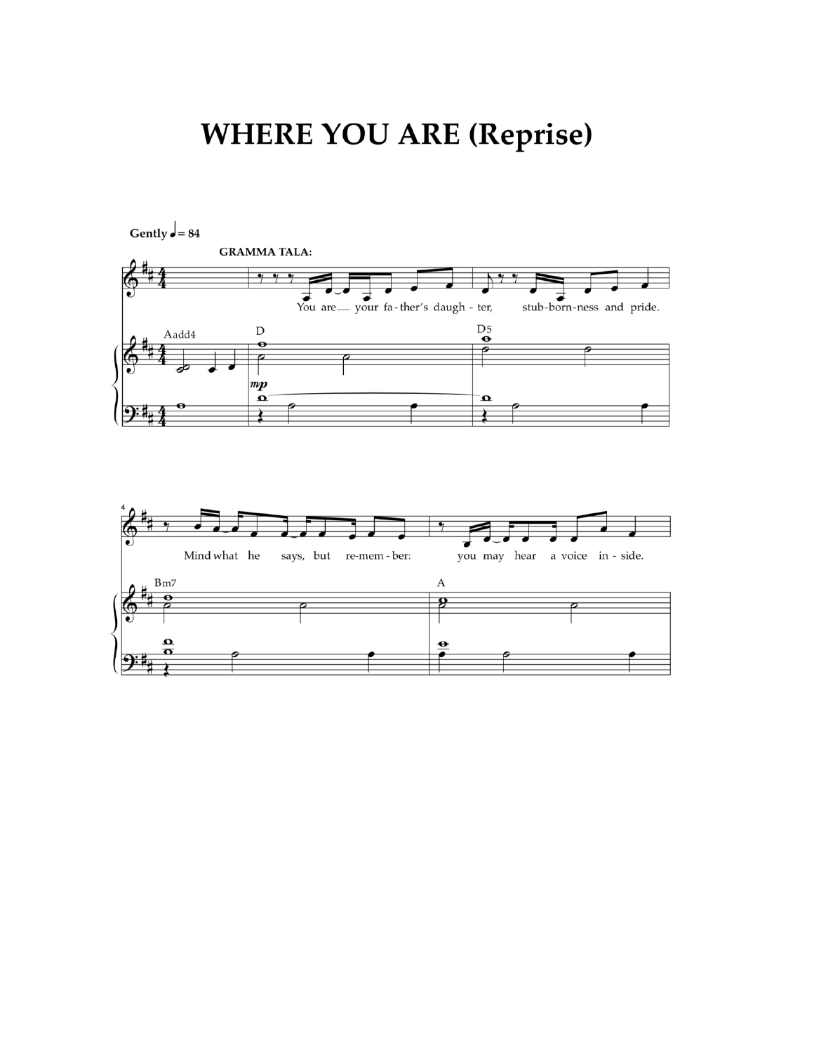# WHERE YOU ARE (Reprise)

Gently ♩= 84

GRAMMA TALA:

You are— your fa-ther's daugh-ter, stub-born-ness and pride.

Mind what he says, but re-mem-ber: you may hear a voice in-side.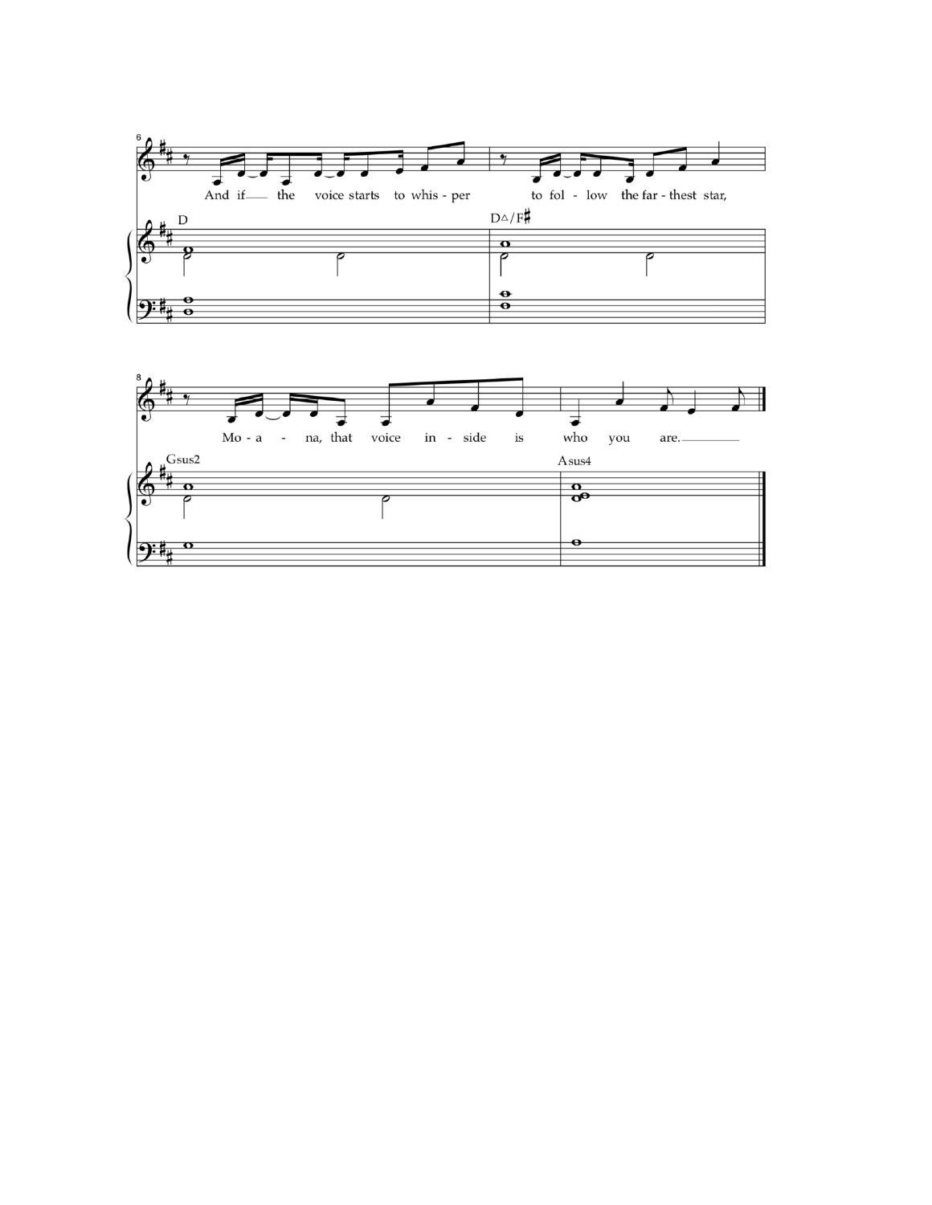6

And if the voice starts to whis - per

D

to fol - low the far - thest star,

D△/F♯

8

Mo - a - na, that voice in - side is

Gsus2

who you are.

Asus4